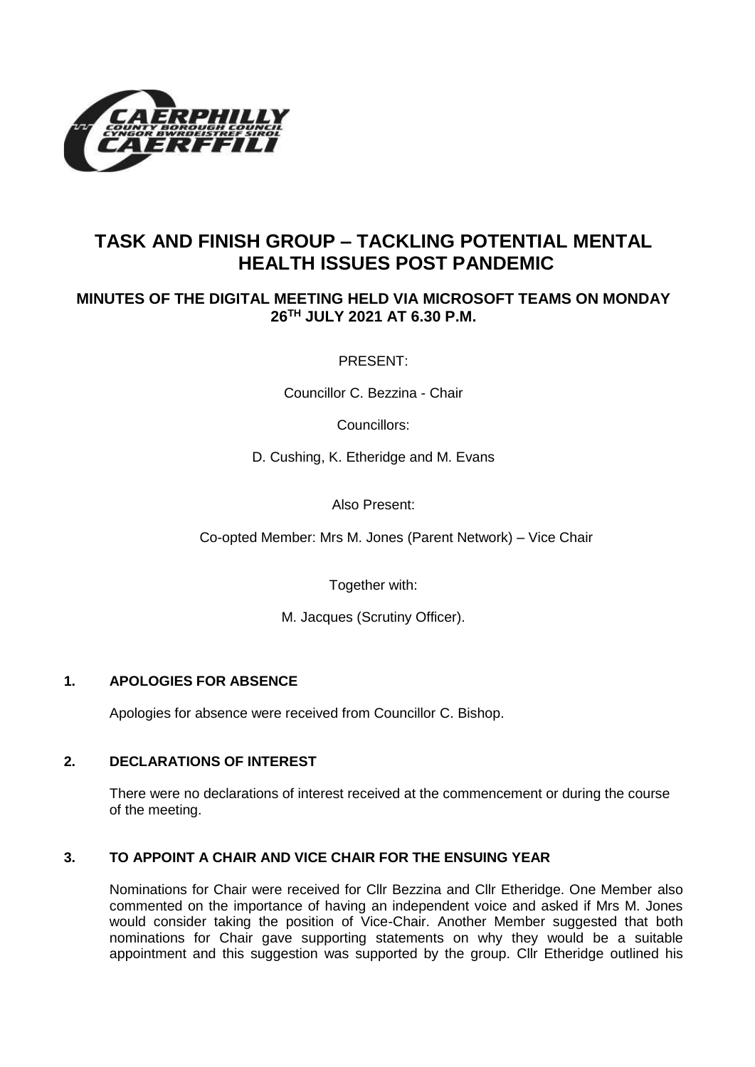# TASK AND FINISH GROUP – TACKLING POTENTIAL MENTAL HEALTH ISSUES POST PANDEMIC

## MINUTES OF THE DIGITAL MEETING HELD VIA MICROSOFT TEAMS ON MONDAY 26TH JULY 2021 AT 6.30 P.M.

PRESENT:

Councillor C. Bezzina - Chair

Councillors:

D. Cushing, K. Etheridge and M. Evans

Also Present:

Co-opted Member: Mrs M. Jones (Parent Network) – Vice Chair

Together with:

M. Jacques (Scrutiny Officer).

### 1. APOLOGIES FOR ABSENCE

Apologies for absence were received from Councillor C. Bishop.

### 2. DECLARATIONS OF INTEREST

There were no declarations of interest received at the commencement or during the course of the meeting.

### 3. TO APPOINT A CHAIR AND VICE CHAIR FOR THE ENSUING YEAR

Nominations for Chair were received for Cllr Bezzina and Cllr Etheridge. One Member also commented on the importance of having an independent voice and asked if Mrs M. Jones would consider taking the position of Vice-Chair. Another Member suggested that both nominations for Chair gave supporting statements on why they would be a suitable appointment and this suggestion was supported by the group. Cllr Etheridge outlined his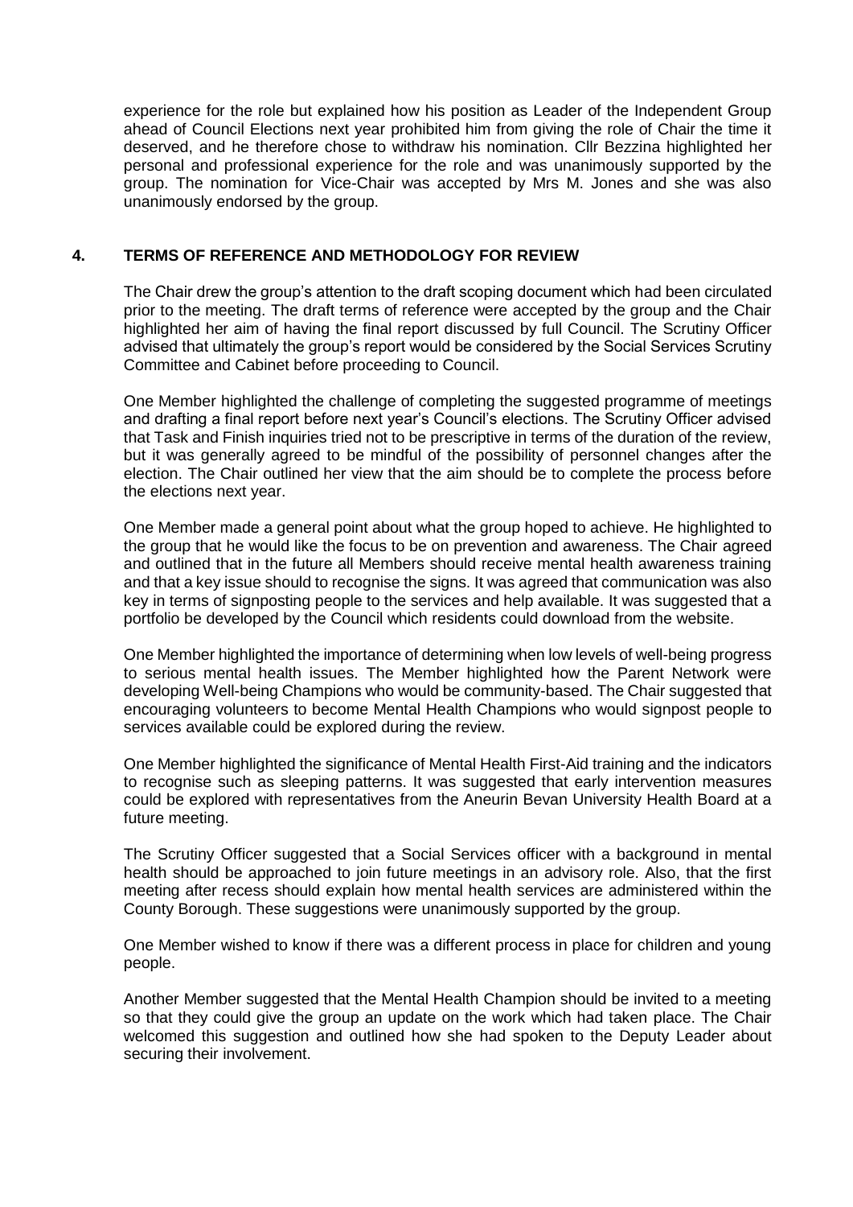experience for the role but explained how his position as Leader of the Independent Group ahead of Council Elections next year prohibited him from giving the role of Chair the time it deserved, and he therefore chose to withdraw his nomination. Cllr Bezzina highlighted her personal and professional experience for the role and was unanimously supported by the group. The nomination for Vice-Chair was accepted by Mrs M. Jones and she was also unanimously endorsed by the group.

## 4. TERMS OF REFERENCE AND METHODOLOGY FOR REVIEW

The Chair drew the group's attention to the draft scoping document which had been circulated prior to the meeting. The draft terms of reference were accepted by the group and the Chair highlighted her aim of having the final report discussed by full Council. The Scrutiny Officer advised that ultimately the group's report would be considered by the Social Services Scrutiny Committee and Cabinet before proceeding to Council.

One Member highlighted the challenge of completing the suggested programme of meetings and drafting a final report before next year's Council's elections. The Scrutiny Officer advised that Task and Finish inquiries tried not to be prescriptive in terms of the duration of the review, but it was generally agreed to be mindful of the possibility of personnel changes after the election. The Chair outlined her view that the aim should be to complete the process before the elections next year.

One Member made a general point about what the group hoped to achieve. He highlighted to the group that he would like the focus to be on prevention and awareness. The Chair agreed and outlined that in the future all Members should receive mental health awareness training and that a key issue should to recognise the signs. It was agreed that communication was also key in terms of signposting people to the services and help available. It was suggested that a portfolio be developed by the Council which residents could download from the website.

One Member highlighted the importance of determining when low levels of well-being progress to serious mental health issues. The Member highlighted how the Parent Network were developing Well-being Champions who would be community-based. The Chair suggested that encouraging volunteers to become Mental Health Champions who would signpost people to services available could be explored during the review.

One Member highlighted the significance of Mental Health First-Aid training and the indicators to recognise such as sleeping patterns. It was suggested that early intervention measures could be explored with representatives from the Aneurin Bevan University Health Board at a future meeting.

The Scrutiny Officer suggested that a Social Services officer with a background in mental health should be approached to join future meetings in an advisory role. Also, that the first meeting after recess should explain how mental health services are administered within the County Borough. These suggestions were unanimously supported by the group.

One Member wished to know if there was a different process in place for children and young people.

Another Member suggested that the Mental Health Champion should be invited to a meeting so that they could give the group an update on the work which had taken place. The Chair welcomed this suggestion and outlined how she had spoken to the Deputy Leader about securing their involvement.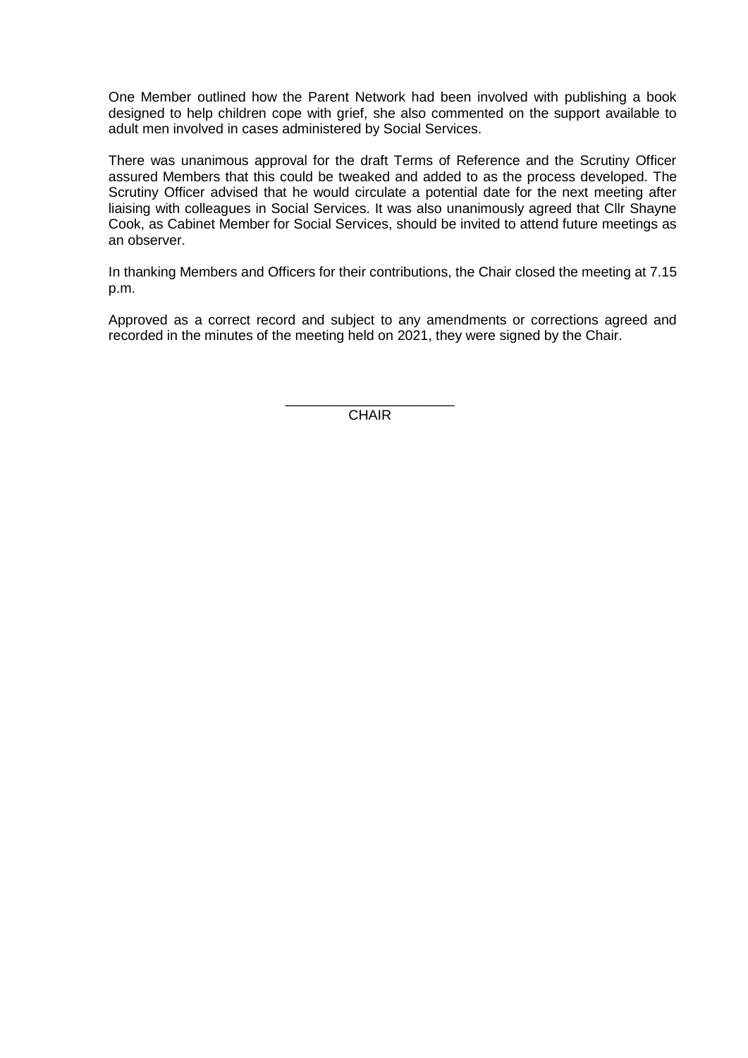One Member outlined how the Parent Network had been involved with publishing a book designed to help children cope with grief, she also commented on the support available to adult men involved in cases administered by Social Services.

There was unanimous approval for the draft Terms of Reference and the Scrutiny Officer assured Members that this could be tweaked and added to as the process developed. The Scrutiny Officer advised that he would circulate a potential date for the next meeting after liaising with colleagues in Social Services. It was also unanimously agreed that Cllr Shayne Cook, as Cabinet Member for Social Services, should be invited to attend future meetings as an observer.

In thanking Members and Officers for their contributions, the Chair closed the meeting at 7.15 p.m.

Approved as a correct record and subject to any amendments or corrections agreed and recorded in the minutes of the meeting held on 2021, they were signed by the Chair.

______________________

CHAIR